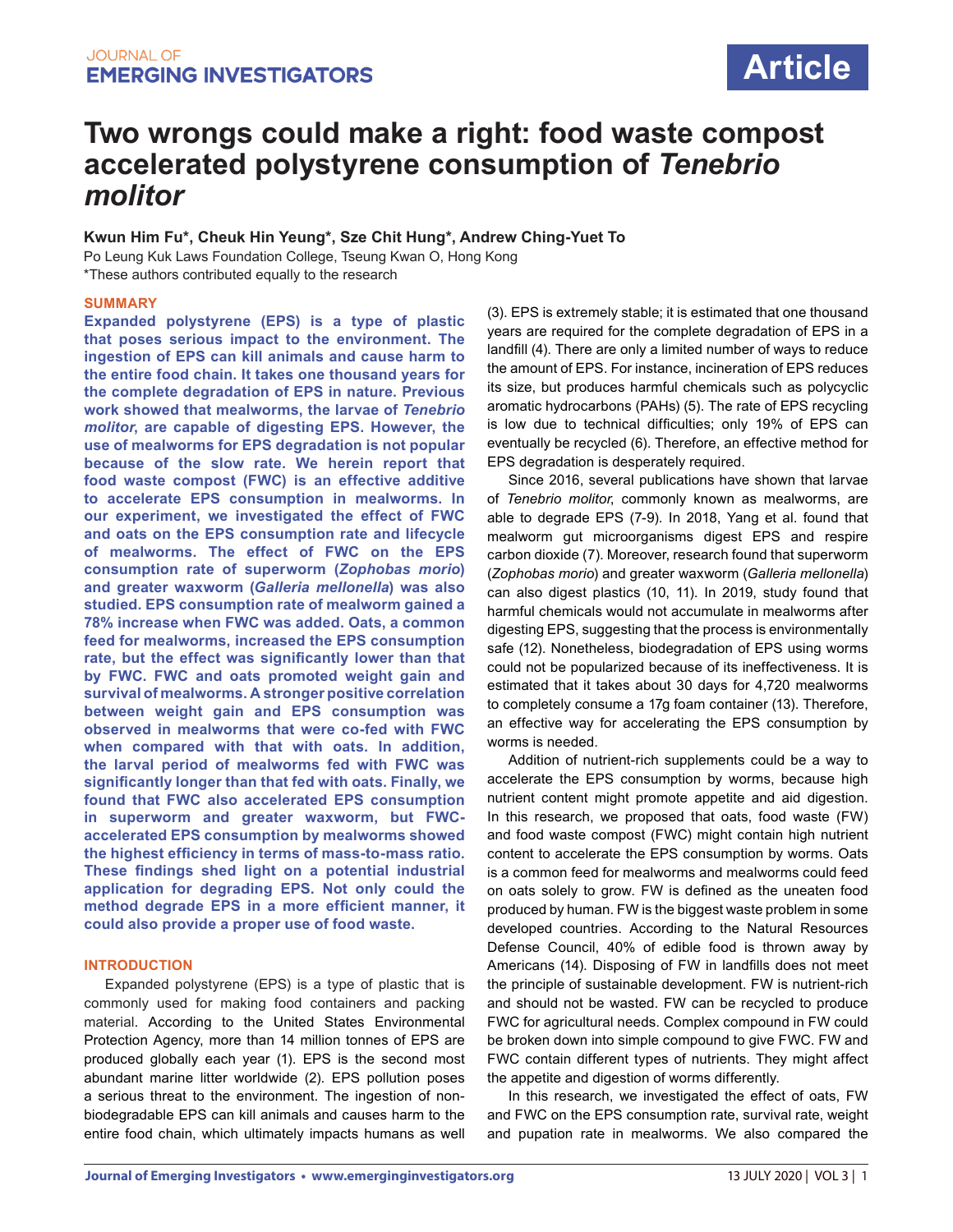# Two wrongs could make a right: food waste compost accelerated polystyrene consumption of *Tenebrio molitor*

**Kwun Him Fu\*, Cheuk Hin Yeung\*, Sze Chit Hung\*, Andrew Ching-Yuet To**

Po Leung Kuk Laws Foundation College, Tseung Kwan O, Hong Kong

\*These authors contributed equally to the research

## SUMMARY

**Expanded polystyrene (EPS) is a type of plastic that poses serious impact to the environment. The ingestion of EPS can kill animals and cause harm to the entire food chain. It takes one thousand years for the complete degradation of EPS in nature. Previous work showed that mealworms, the larvae of *Tenebrio molitor*, are capable of digesting EPS. However, the use of mealworms for EPS degradation is not popular because of the slow rate. We herein report that food waste compost (FWC) is an effective additive to accelerate EPS consumption in mealworms. In our experiment, we investigated the effect of FWC and oats on the EPS consumption rate and lifecycle of mealworms. The effect of FWC on the EPS consumption rate of superworm (*Zophobas morio*) and greater waxworm (*Galleria mellonella*) was also studied. EPS consumption rate of mealworm gained a 78% increase when FWC was added. Oats, a common feed for mealworms, increased the EPS consumption rate, but the effect was significantly lower than that by FWC. FWC and oats promoted weight gain and survival of mealworms. A stronger positive correlation between weight gain and EPS consumption was observed in mealworms that were co-fed with FWC when compared with that with oats. In addition, the larval period of mealworms fed with FWC was significantly longer than that fed with oats. Finally, we found that FWC also accelerated EPS consumption in superworm and greater waxworm, but FWC-accelerated EPS consumption by mealworms showed the highest efficiency in terms of mass-to-mass ratio. These findings shed light on a potential industrial application for degrading EPS. Not only could the method degrade EPS in a more efficient manner, it could also provide a proper use of food waste.**

## INTRODUCTION

Expanded polystyrene (EPS) is a type of plastic that is commonly used for making food containers and packing material. According to the United States Environmental Protection Agency, more than 14 million tonnes of EPS are produced globally each year (1). EPS is the second most abundant marine litter worldwide (2). EPS pollution poses a serious threat to the environment. The ingestion of non-biodegradable EPS can kill animals and causes harm to the entire food chain, which ultimately impacts humans as well (3). EPS is extremely stable; it is estimated that one thousand years are required for the complete degradation of EPS in a landfill (4). There are only a limited number of ways to reduce the amount of EPS. For instance, incineration of EPS reduces its size, but produces harmful chemicals such as polycyclic aromatic hydrocarbons (PAHs) (5). The rate of EPS recycling is low due to technical difficulties; only 19% of EPS can eventually be recycled (6). Therefore, an effective method for EPS degradation is desperately required.

Since 2016, several publications have shown that larvae of *Tenebrio molitor*, commonly known as mealworms, are able to degrade EPS (7-9). In 2018, Yang et al. found that mealworm gut microorganisms digest EPS and respire carbon dioxide (7). Moreover, research found that superworm (*Zophobas morio*) and greater waxworm (*Galleria mellonella*) can also digest plastics (10, 11). In 2019, study found that harmful chemicals would not accumulate in mealworms after digesting EPS, suggesting that the process is environmentally safe (12). Nonetheless, biodegradation of EPS using worms could not be popularized because of its ineffectiveness. It is estimated that it takes about 30 days for 4,720 mealworms to completely consume a 17g foam container (13). Therefore, an effective way for accelerating the EPS consumption by worms is needed.

Addition of nutrient-rich supplements could be a way to accelerate the EPS consumption by worms, because high nutrient content might promote appetite and aid digestion. In this research, we proposed that oats, food waste (FW) and food waste compost (FWC) might contain high nutrient content to accelerate the EPS consumption by worms. Oats is a common feed for mealworms and mealworms could feed on oats solely to grow. FW is defined as the uneaten food produced by human. FW is the biggest waste problem in some developed countries. According to the Natural Resources Defense Council, 40% of edible food is thrown away by Americans (14). Disposing of FW in landfills does not meet the principle of sustainable development. FW is nutrient-rich and should not be wasted. FW can be recycled to produce FWC for agricultural needs. Complex compound in FW could be broken down into simple compound to give FWC. FW and FWC contain different types of nutrients. They might affect the appetite and digestion of worms differently.

In this research, we investigated the effect of oats, FW and FWC on the EPS consumption rate, survival rate, weight and pupation rate in mealworms. We also compared the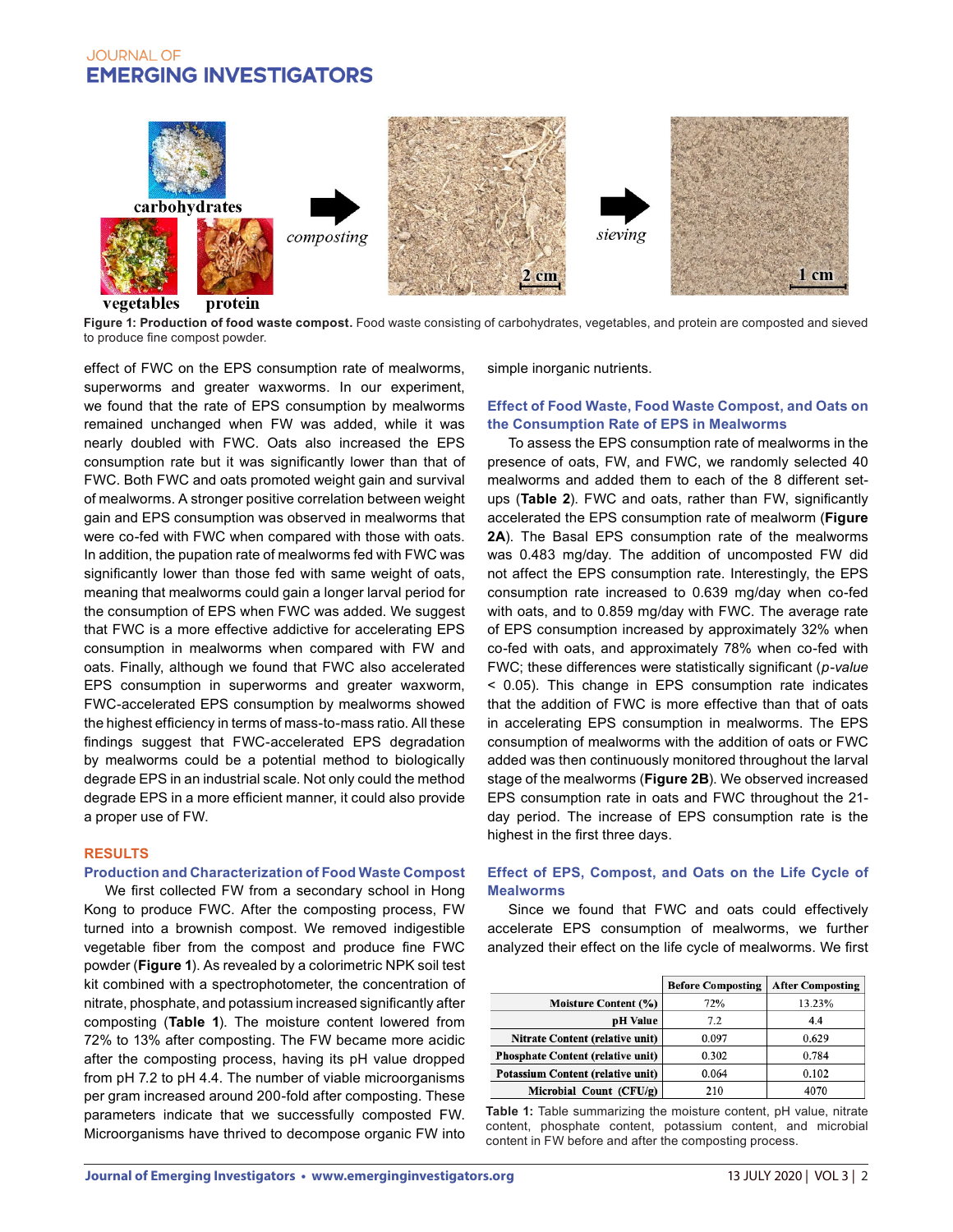carbohydrates

vegetables

protein

composting

2 cm

sieving

1 cm

**Figure 1: Production of food waste compost.** Food waste consisting of carbohydrates, vegetables, and protein are composted and sieved to produce fine compost powder.

effect of FWC on the EPS consumption rate of mealworms, superworms and greater waxworms. In our experiment, we found that the rate of EPS consumption by mealworms remained unchanged when FW was added, while it was nearly doubled with FWC. Oats also increased the EPS consumption rate but it was significantly lower than that of FWC. Both FWC and oats promoted weight gain and survival of mealworms. A stronger positive correlation between weight gain and EPS consumption was observed in mealworms that were co-fed with FWC when compared with those with oats. In addition, the pupation rate of mealworms fed with FWC was significantly lower than those fed with same weight of oats, meaning that mealworms could gain a longer larval period for the consumption of EPS when FWC was added. We suggest that FWC is a more effective addictive for accelerating EPS consumption in mealworms when compared with FW and oats. Finally, although we found that FWC also accelerated EPS consumption in superworms and greater waxworm, FWC-accelerated EPS consumption by mealworms showed the highest efficiency in terms of mass-to-mass ratio. All these findings suggest that FWC-accelerated EPS degradation by mealworms could be a potential method to biologically degrade EPS in an industrial scale. Not only could the method degrade EPS in a more efficient manner, it could also provide a proper use of FW.

## RESULTS

### Production and Characterization of Food Waste Compost

We first collected FW from a secondary school in Hong Kong to produce FWC. After the composting process, FW turned into a brownish compost. We removed indigestible vegetable fiber from the compost and produce fine FWC powder (**Figure 1**). As revealed by a colorimetric NPK soil test kit combined with a spectrophotometer, the concentration of nitrate, phosphate, and potassium increased significantly after composting (**Table 1**). The moisture content lowered from 72% to 13% after composting. The FW became more acidic after the composting process, having its pH value dropped from pH 7.2 to pH 4.4. The number of viable microorganisms per gram increased around 200-fold after composting. These parameters indicate that we successfully composted FW. Microorganisms have thrived to decompose organic FW into simple inorganic nutrients.

### Effect of Food Waste, Food Waste Compost, and Oats on the Consumption Rate of EPS in Mealworms

To assess the EPS consumption rate of mealworms in the presence of oats, FW, and FWC, we randomly selected 40 mealworms and added them to each of the 8 different setups (**Table 2**). FWC and oats, rather than FW, significantly accelerated the EPS consumption rate of mealworm (**Figure 2A**). The Basal EPS consumption rate of the mealworms was 0.483 mg/day. The addition of uncomposted FW did not affect the EPS consumption rate. Interestingly, the EPS consumption rate increased to 0.639 mg/day when co-fed with oats, and to 0.859 mg/day with FWC. The average rate of EPS consumption increased by approximately 32% when co-fed with oats, and approximately 78% when co-fed with FWC; these differences were statistically significant (*p-value* $< 0.05$). This change in EPS consumption rate indicates that the addition of FWC is more effective than that of oats in accelerating EPS consumption in mealworms. The EPS consumption of mealworms with the addition of oats or FWC added was then continuously monitored throughout the larval stage of the mealworms (**Figure 2B**). We observed increased EPS consumption rate in oats and FWC throughout the 21-day period. The increase of EPS consumption rate is the highest in the first three days.

### Effect of EPS, Compost, and Oats on the Life Cycle of Mealworms

Since we found that FWC and oats could effectively accelerate EPS consumption of mealworms, we further analyzed their effect on the life cycle of mealworms. We first

| | Before Composting | After Composting |
|---|---|---|
| Moisture Content (%) | 72% | 13.23% |
| pH Value | 7.2 | 4.4 |
| Nitrate Content (relative unit) | 0.097 | 0.629 |
| Phosphate Content (relative unit) | 0.302 | 0.784 |
| Potassium Content (relative unit) | 0.064 | 0.102 |
| Microbial Count (CFU/g) | 210 | 4070 |

**Table 1:** Table summarizing the moisture content, pH value, nitrate content, phosphate content, potassium content, and microbial content in FW before and after the composting process.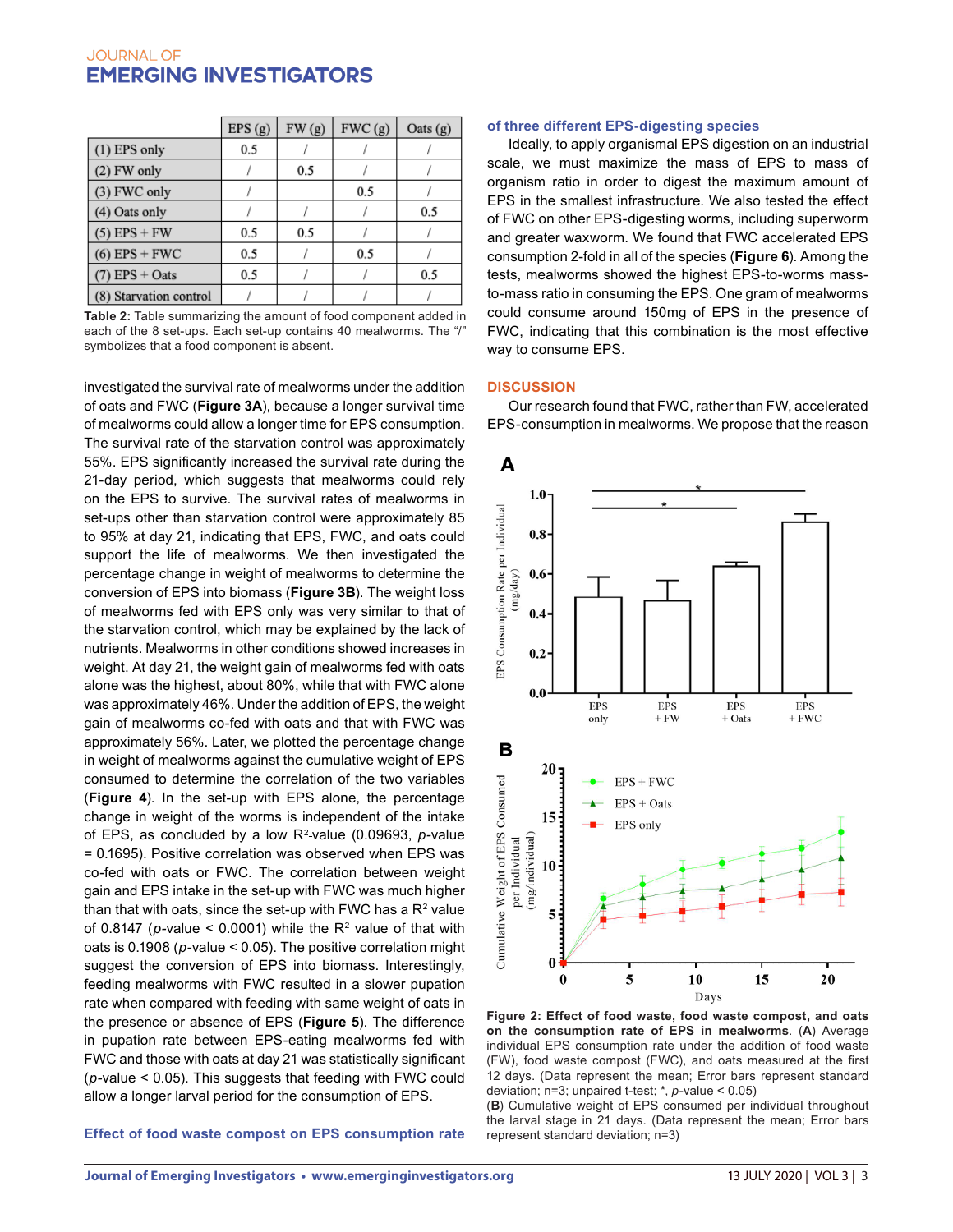| | EPS (g) | FW (g) | FWC (g) | Oats (g) |
|---|---|---|---|---|
| (1) EPS only | 0.5 | / | / | / |
| (2) FW only | / | 0.5 | / | / |
| (3) FWC only | / | | 0.5 | / |
| (4) Oats only | / | / | / | 0.5 |
| (5) EPS + FW | 0.5 | 0.5 | / | / |
| (6) EPS + FWC | 0.5 | / | 0.5 | / |
| (7) EPS + Oats | 0.5 | / | / | 0.5 |
| (8) Starvation control | / | / | / | / |

**Table 2:** Table summarizing the amount of food component added in each of the 8 set-ups. Each set-up contains 40 mealworms. The "/" symbolizes that a food component is absent.

investigated the survival rate of mealworms under the addition of oats and FWC (**Figure 3A**), because a longer survival time of mealworms could allow a longer time for EPS consumption. The survival rate of the starvation control was approximately 55%. EPS significantly increased the survival rate during the 21-day period, which suggests that mealworms could rely on the EPS to survive. The survival rates of mealworms in set-ups other than starvation control were approximately 85 to 95% at day 21, indicating that EPS, FWC, and oats could support the life of mealworms. We then investigated the percentage change in weight of mealworms to determine the conversion of EPS into biomass (**Figure 3B**). The weight loss of mealworms fed with EPS only was very similar to that of the starvation control, which may be explained by the lack of nutrients. Mealworms in other conditions showed increases in weight. At day 21, the weight gain of mealworms fed with oats alone was the highest, about 80%, while that with FWC alone was approximately 46%. Under the addition of EPS, the weight gain of mealworms co-fed with oats and that with FWC was approximately 56%. Later, we plotted the percentage change in weight of mealworms against the cumulative weight of EPS consumed to determine the correlation of the two variables (**Figure 4**). In the set-up with EPS alone, the percentage change in weight of the worms is independent of the intake of EPS, as concluded by a low $R^2$-value (0.09693, *p*-value = 0.1695). Positive correlation was observed when EPS was co-fed with oats or FWC. The correlation between weight gain and EPS intake in the set-up with FWC was much higher than that with oats, since the set-up with FWC has a $R^2$ value of 0.8147 (*p*-value < 0.0001) while the $R^2$ value of that with oats is 0.1908 (*p*-value < 0.05). The positive correlation might suggest the conversion of EPS into biomass. Interestingly, feeding mealworms with FWC resulted in a slower pupation rate when compared with feeding with same weight of oats in the presence or absence of EPS (**Figure 5**). The difference in pupation rate between EPS-eating mealworms fed with FWC and those with oats at day 21 was statistically significant (*p*-value < 0.05). This suggests that feeding with FWC could allow a longer larval period for the consumption of EPS.

### Effect of food waste compost on EPS consumption rate of three different EPS-digesting species

Ideally, to apply organismal EPS digestion on an industrial scale, we must maximize the mass of EPS to mass of organism ratio in order to digest the maximum amount of EPS in the smallest infrastructure. We also tested the effect of FWC on other EPS-digesting worms, including superworm and greater waxworm. We found that FWC accelerated EPS consumption 2-fold in all of the species (**Figure 6**). Among the tests, mealworms showed the highest EPS-to-worms mass-to-mass ratio in consuming the EPS. One gram of mealworms could consume around 150mg of EPS in the presence of FWC, indicating that this combination is the most effective way to consume EPS.

## DISCUSSION

Our research found that FWC, rather than FW, accelerated EPS-consumption in mealworms. We propose that the reason

A

EPS Consumption Rate per Individual (mg/day)

1.0
0.8
0.6
0.4
0.2
0.0

*
*

EPS only
EPS + FW
EPS + Oats
EPS + FWC

B

Cumulative Weight of EPS Consumed per Individual (mg/individual)

20
15
10
5
0

EPS + FWC
EPS + Oats
EPS only

0
5
10
15
20
Days

**Figure 2: Effect of food waste, food waste compost, and oats on the consumption rate of EPS in mealworms**. (**A**) Average individual EPS consumption rate under the addition of food waste (FW), food waste compost (FWC), and oats measured at the first 12 days. (Data represent the mean; Error bars represent standard deviation; n=3; unpaired t-test; *, *p*-value < 0.05)
(**B**) Cumulative weight of EPS consumed per individual throughout the larval stage in 21 days. (Data represent the mean; Error bars represent standard deviation; n=3)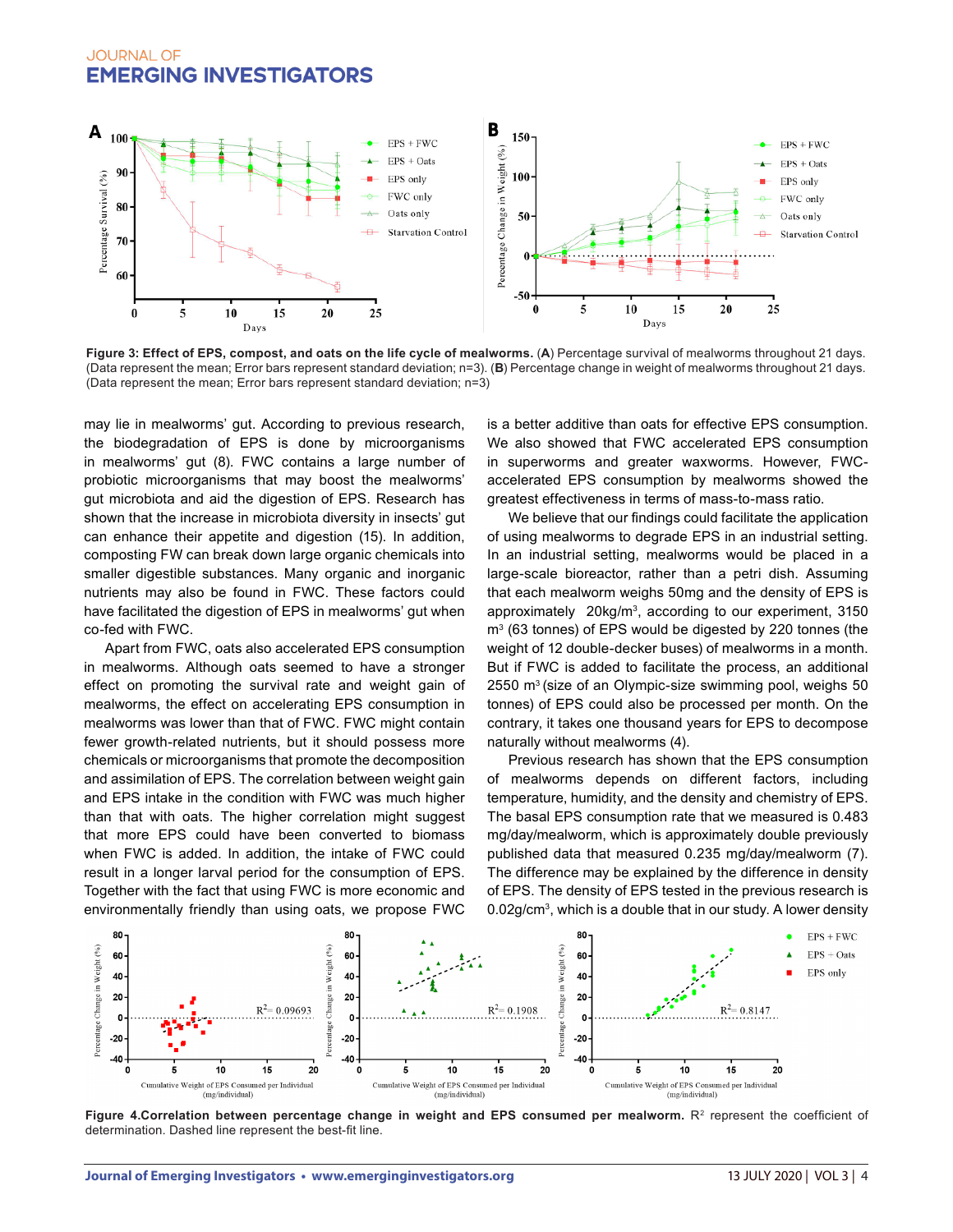A

Percentage Survival (%)

100
90
80
70
60

0 5 10 15 20 25

Days

EPS + FWC
EPS + Oats
EPS only
FWC only
Oats only
Starvation Control

B

Percentage Change in Weight (%)

150
100
50
0
-50

0 5 10 15 20 25

Days

EPS + FWC
EPS + Oats
EPS only
FWC only
Oats only
Starvation Control

**Figure 3: Effect of EPS, compost, and oats on the life cycle of mealworms.** (**A**) Percentage survival of mealworms throughout 21 days. (Data represent the mean; Error bars represent standard deviation; n=3). (**B**) Percentage change in weight of mealworms throughout 21 days. (Data represent the mean; Error bars represent standard deviation; n=3)

may lie in mealworms' gut. According to previous research, the biodegradation of EPS is done by microorganisms in mealworms' gut (8). FWC contains a large number of probiotic microorganisms that may boost the mealworms' gut microbiota and aid the digestion of EPS. Research has shown that the increase in microbiota diversity in insects' gut can enhance their appetite and digestion (15). In addition, composting FW can break down large organic chemicals into smaller digestible substances. Many organic and inorganic nutrients may also be found in FWC. These factors could have facilitated the digestion of EPS in mealworms' gut when co-fed with FWC.

Apart from FWC, oats also accelerated EPS consumption in mealworms. Although oats seemed to have a stronger effect on promoting the survival rate and weight gain of mealworms, the effect on accelerating EPS consumption in mealworms was lower than that of FWC. FWC might contain fewer growth-related nutrients, but it should possess more chemicals or microorganisms that promote the decomposition and assimilation of EPS. The correlation between weight gain and EPS intake in the condition with FWC was much higher than that with oats. The higher correlation might suggest that more EPS could have been converted to biomass when FWC is added. In addition, the intake of FWC could result in a longer larval period for the consumption of EPS. Together with the fact that using FWC is more economic and environmentally friendly than using oats, we propose FWC is a better additive than oats for effective EPS consumption. We also showed that FWC accelerated EPS consumption in superworms and greater waxworms. However, FWC-accelerated EPS consumption by mealworms showed the greatest effectiveness in terms of mass-to-mass ratio.

We believe that our findings could facilitate the application of using mealworms to degrade EPS in an industrial setting. In an industrial setting, mealworms would be placed in a large-scale bioreactor, rather than a petri dish. Assuming that each mealworm weighs 50mg and the density of EPS is approximately 20kg/m$^3$, according to our experiment, 3150 m$^3$ (63 tonnes) of EPS would be digested by 220 tonnes (the weight of 12 double-decker buses) of mealworms in a month. But if FWC is added to facilitate the process, an additional 2550 m$^3$ (size of an Olympic-size swimming pool, weighs 50 tonnes) of EPS could also be processed per month. On the contrary, it takes one thousand years for EPS to decompose naturally without mealworms (4).

Previous research has shown that the EPS consumption of mealworms depends on different factors, including temperature, humidity, and the density and chemistry of EPS. The basal EPS consumption rate that we measured is 0.483 mg/day/mealworm, which is approximately double previously published data that measured 0.235 mg/day/mealworm (7). The difference may be explained by the difference in density of EPS. The density of EPS tested in the previous research is 0.02g/cm$^3$, which is a double that in our study. A lower density

Percentage Change in Weight (%)

80
60
40
20
0
-20
-40

0 5 10 15 20

Cumulative Weight of EPS Consumed per Individual (mg/individual)

$R^2$= 0.09693

$R^2$= 0.1908

$R^2$= 0.8147

EPS + FWC
EPS + Oats
EPS only

**Figure 4.Correlation between percentage change in weight and EPS consumed per mealworm.** $R^2$ represent the coefficient of determination. Dashed line represent the best-fit line.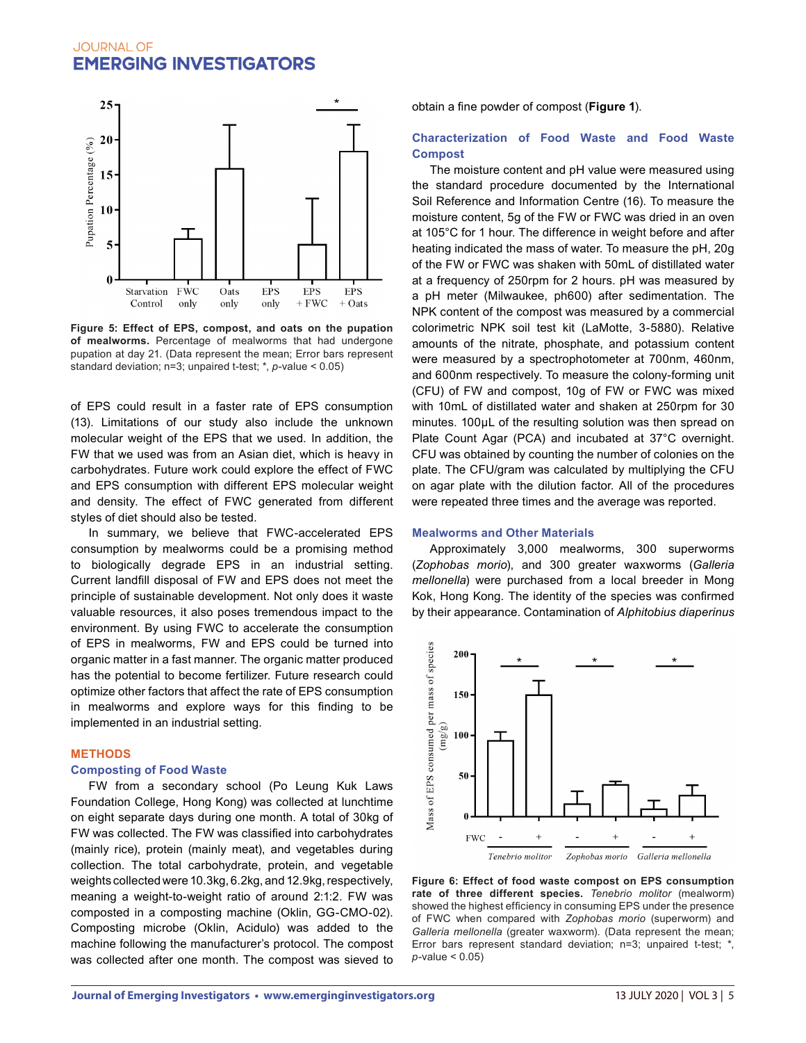25
20
15
10
5
0
Pupation Percentage (%)
Starvation Control
FWC only
Oats only
EPS only
EPS + FWC
EPS + Oats
*

**Figure 5: Effect of EPS, compost, and oats on the pupation of mealworms.** Percentage of mealworms that had undergone pupation at day 21. (Data represent the mean; Error bars represent standard deviation; n=3; unpaired t-test; *, *p*-value < 0.05)

of EPS could result in a faster rate of EPS consumption (13). Limitations of our study also include the unknown molecular weight of the EPS that we used. In addition, the FW that we used was from an Asian diet, which is heavy in carbohydrates. Future work could explore the effect of FWC and EPS consumption with different EPS molecular weight and density. The effect of FWC generated from different styles of diet should also be tested.

In summary, we believe that FWC-accelerated EPS consumption by mealworms could be a promising method to biologically degrade EPS in an industrial setting. Current landfill disposal of FW and EPS does not meet the principle of sustainable development. Not only does it waste valuable resources, it also poses tremendous impact to the environment. By using FWC to accelerate the consumption of EPS in mealworms, FW and EPS could be turned into organic matter in a fast manner. The organic matter produced has the potential to become fertilizer. Future research could optimize other factors that affect the rate of EPS consumption in mealworms and explore ways for this finding to be implemented in an industrial setting.

## METHODS

### Composting of Food Waste

FW from a secondary school (Po Leung Kuk Laws Foundation College, Hong Kong) was collected at lunchtime on eight separate days during one month. A total of 30kg of FW was collected. The FW was classified into carbohydrates (mainly rice), protein (mainly meat), and vegetables during collection. The total carbohydrate, protein, and vegetable weights collected were 10.3kg, 6.2kg, and 12.9kg, respectively, meaning a weight-to-weight ratio of around 2:1:2. FW was composted in a composting machine (Oklin, GG-CMO-02). Composting microbe (Oklin, Acidulo) was added to the machine following the manufacturer's protocol. The compost was collected after one month. The compost was sieved to obtain a fine powder of compost (**Figure 1**).

### Characterization of Food Waste and Food Waste Compost

The moisture content and pH value were measured using the standard procedure documented by the International Soil Reference and Information Centre (16). To measure the moisture content, 5g of the FW or FWC was dried in an oven at 105°C for 1 hour. The difference in weight before and after heating indicated the mass of water. To measure the pH, 20g of the FW or FWC was shaken with 50mL of distillated water at a frequency of 250rpm for 2 hours. pH was measured by a pH meter (Milwaukee, ph600) after sedimentation. The NPK content of the compost was measured by a commercial colorimetric NPK soil test kit (LaMotte, 3-5880). Relative amounts of the nitrate, phosphate, and potassium content were measured by a spectrophotometer at 700nm, 460nm, and 600nm respectively. To measure the colony-forming unit (CFU) of FW and compost, 10g of FW or FWC was mixed with 10mL of distillated water and shaken at 250rpm for 30 minutes. 100μL of the resulting solution was then spread on Plate Count Agar (PCA) and incubated at 37°C overnight. CFU was obtained by counting the number of colonies on the plate. The CFU/gram was calculated by multiplying the CFU on agar plate with the dilution factor. All of the procedures were repeated three times and the average was reported.

### Mealworms and Other Materials

Approximately 3,000 mealworms, 300 superworms (*Zophobas morio*), and 300 greater waxworms (*Galleria mellonella*) were purchased from a local breeder in Mong Kok, Hong Kong. The identity of the species was confirmed by their appearance. Contamination of *Alphitobius diaperinus*

200
150
100
50
0
Mass of EPS consumed per mass of species (mg/g)
FWC - + - + - +
*Tenebrio molitor*
*Zophobas morio*
*Galleria mellonella*
* * *

**Figure 6: Effect of food waste compost on EPS consumption rate of three different species.** *Tenebrio molitor* (mealworm) showed the highest efficiency in consuming EPS under the presence of FWC when compared with *Zophobas morio* (superworm) and *Galleria mellonella* (greater waxworm). (Data represent the mean; Error bars represent standard deviation; n=3; unpaired t-test; *, *p*-value < 0.05)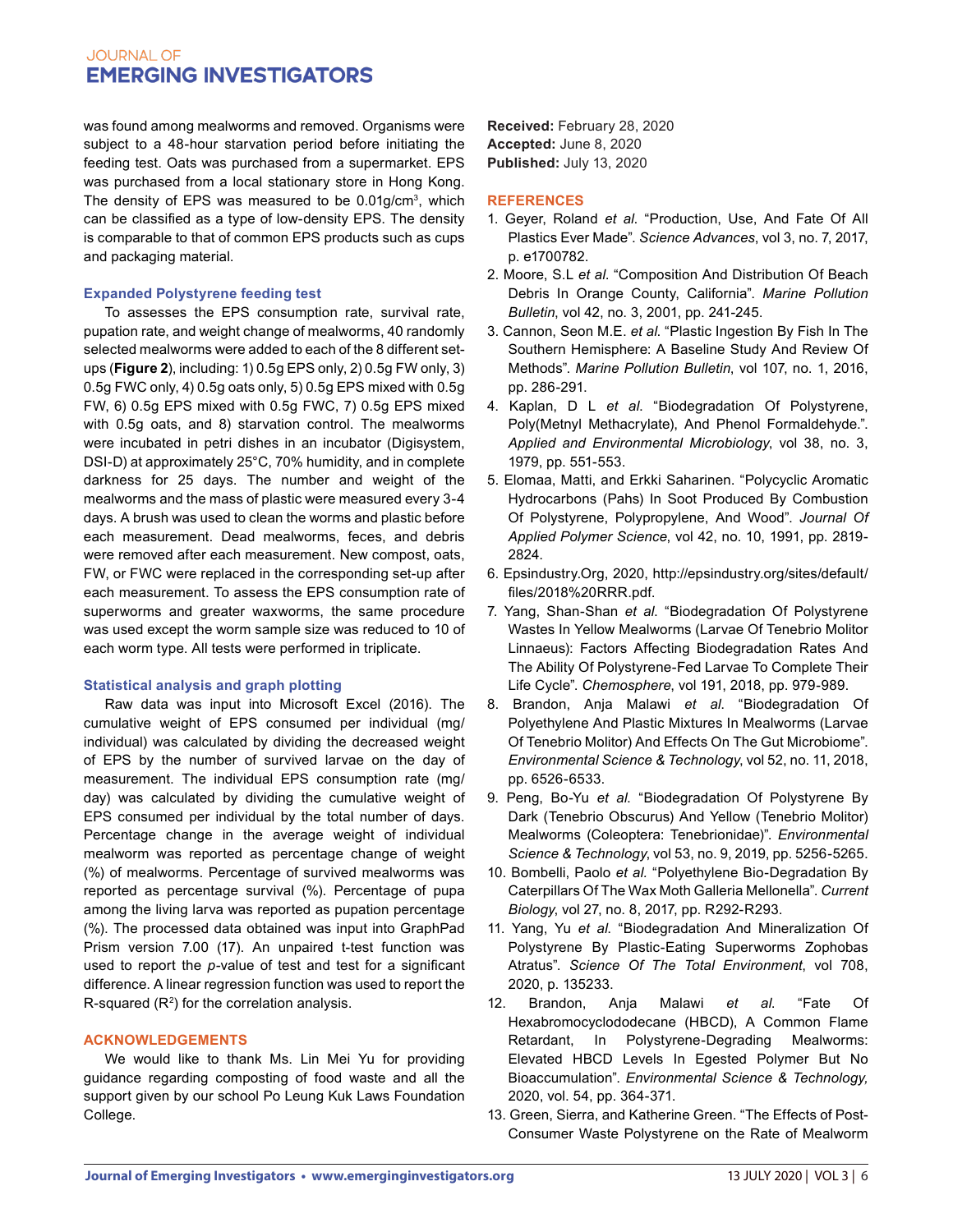was found among mealworms and removed. Organisms were subject to a 48-hour starvation period before initiating the feeding test. Oats was purchased from a supermarket. EPS was purchased from a local stationary store in Hong Kong. The density of EPS was measured to be 0.01g/$cm^3$, which can be classified as a type of low-density EPS. The density is comparable to that of common EPS products such as cups and packaging material.

### Expanded Polystyrene feeding test

To assesses the EPS consumption rate, survival rate, pupation rate, and weight change of mealworms, 40 randomly selected mealworms were added to each of the 8 different set-ups (**Figure 2**), including: 1) 0.5g EPS only, 2) 0.5g FW only, 3) 0.5g FWC only, 4) 0.5g oats only, 5) 0.5g EPS mixed with 0.5g FW, 6) 0.5g EPS mixed with 0.5g FWC, 7) 0.5g EPS mixed with 0.5g oats, and 8) starvation control. The mealworms were incubated in petri dishes in an incubator (Digisystem, DSI-D) at approximately 25°C, 70% humidity, and in complete darkness for 25 days. The number and weight of the mealworms and the mass of plastic were measured every 3-4 days. A brush was used to clean the worms and plastic before each measurement. Dead mealworms, feces, and debris were removed after each measurement. New compost, oats, FW, or FWC were replaced in the corresponding set-up after each measurement. To assess the EPS consumption rate of superworms and greater waxworms, the same procedure was used except the worm sample size was reduced to 10 of each worm type. All tests were performed in triplicate.

### Statistical analysis and graph plotting

Raw data was input into Microsoft Excel (2016). The cumulative weight of EPS consumed per individual (mg/individual) was calculated by dividing the decreased weight of EPS by the number of survived larvae on the day of measurement. The individual EPS consumption rate (mg/day) was calculated by dividing the cumulative weight of EPS consumed per individual by the total number of days. Percentage change in the average weight of individual mealworm was reported as percentage change of weight (%) of mealworms. Percentage of survived mealworms was reported as percentage survival (%). Percentage of pupa among the living larva was reported as pupation percentage (%). The processed data obtained was input into GraphPad Prism version 7.00 (17). An unpaired t-test function was used to report the *p*-value of test and test for a significant difference. A linear regression function was used to report the R-squared ($R^2$) for the correlation analysis.

## ACKNOWLEDGEMENTS

We would like to thank Ms. Lin Mei Yu for providing guidance regarding composting of food waste and all the support given by our school Po Leung Kuk Laws Foundation College.

**Received:** February 28, 2020
**Accepted:** June 8, 2020
**Published:** July 13, 2020

## REFERENCES

1. Geyer, Roland *et al.* “Production, Use, And Fate Of All Plastics Ever Made”. *Science Advances*, vol 3, no. 7, 2017, p. e1700782.
2. Moore, S.L *et al.* “Composition And Distribution Of Beach Debris In Orange County, California”. *Marine Pollution Bulletin*, vol 42, no. 3, 2001, pp. 241-245.
3. Cannon, Seon M.E. *et al.* “Plastic Ingestion By Fish In The Southern Hemisphere: A Baseline Study And Review Of Methods”. *Marine Pollution Bulletin*, vol 107, no. 1, 2016, pp. 286-291.
4. Kaplan, D L *et al.* “Biodegradation Of Polystyrene, Poly(Metnyl Methacrylate), And Phenol Formaldehyde.”. *Applied and Environmental Microbiology*, vol 38, no. 3, 1979, pp. 551-553.
5. Elomaa, Matti, and Erkki Saharinen. “Polycyclic Aromatic Hydrocarbons (Pahs) In Soot Produced By Combustion Of Polystyrene, Polypropylene, And Wood”. *Journal Of Applied Polymer Science*, vol 42, no. 10, 1991, pp. 2819-2824.
6. Epsindustry.Org, 2020, http://epsindustry.org/sites/default/files/2018%20RRR.pdf.
7. Yang, Shan-Shan *et al.* “Biodegradation Of Polystyrene Wastes In Yellow Mealworms (Larvae Of Tenebrio Molitor Linnaeus): Factors Affecting Biodegradation Rates And The Ability Of Polystyrene-Fed Larvae To Complete Their Life Cycle”. *Chemosphere*, vol 191, 2018, pp. 979-989.
8. Brandon, Anja Malawi *et al.* “Biodegradation Of Polyethylene And Plastic Mixtures In Mealworms (Larvae Of Tenebrio Molitor) And Effects On The Gut Microbiome”. *Environmental Science & Technology*, vol 52, no. 11, 2018, pp. 6526-6533.
9. Peng, Bo-Yu *et al.* “Biodegradation Of Polystyrene By Dark (Tenebrio Obscurus) And Yellow (Tenebrio Molitor) Mealworms (Coleoptera: Tenebrionidae)”. *Environmental Science & Technology*, vol 53, no. 9, 2019, pp. 5256-5265.
10. Bombelli, Paolo *et al.* “Polyethylene Bio-Degradation By Caterpillars Of The Wax Moth Galleria Mellonella”. *Current Biology*, vol 27, no. 8, 2017, pp. R292-R293.
11. Yang, Yu *et al.* “Biodegradation And Mineralization Of Polystyrene By Plastic-Eating Superworms Zophobas Atratus”. *Science Of The Total Environment*, vol 708, 2020, p. 135233.
12. Brandon, Anja Malawi *et al.* “Fate Of Hexabromocyclododecane (HBCD), A Common Flame Retardant, In Polystyrene-Degrading Mealworms: Elevated HBCD Levels In Egested Polymer But No Bioaccumulation”. *Environmental Science & Technology,* 2020, vol. 54, pp. 364-371.
13. Green, Sierra, and Katherine Green. “The Effects of Post-Consumer Waste Polystyrene on the Rate of Mealworm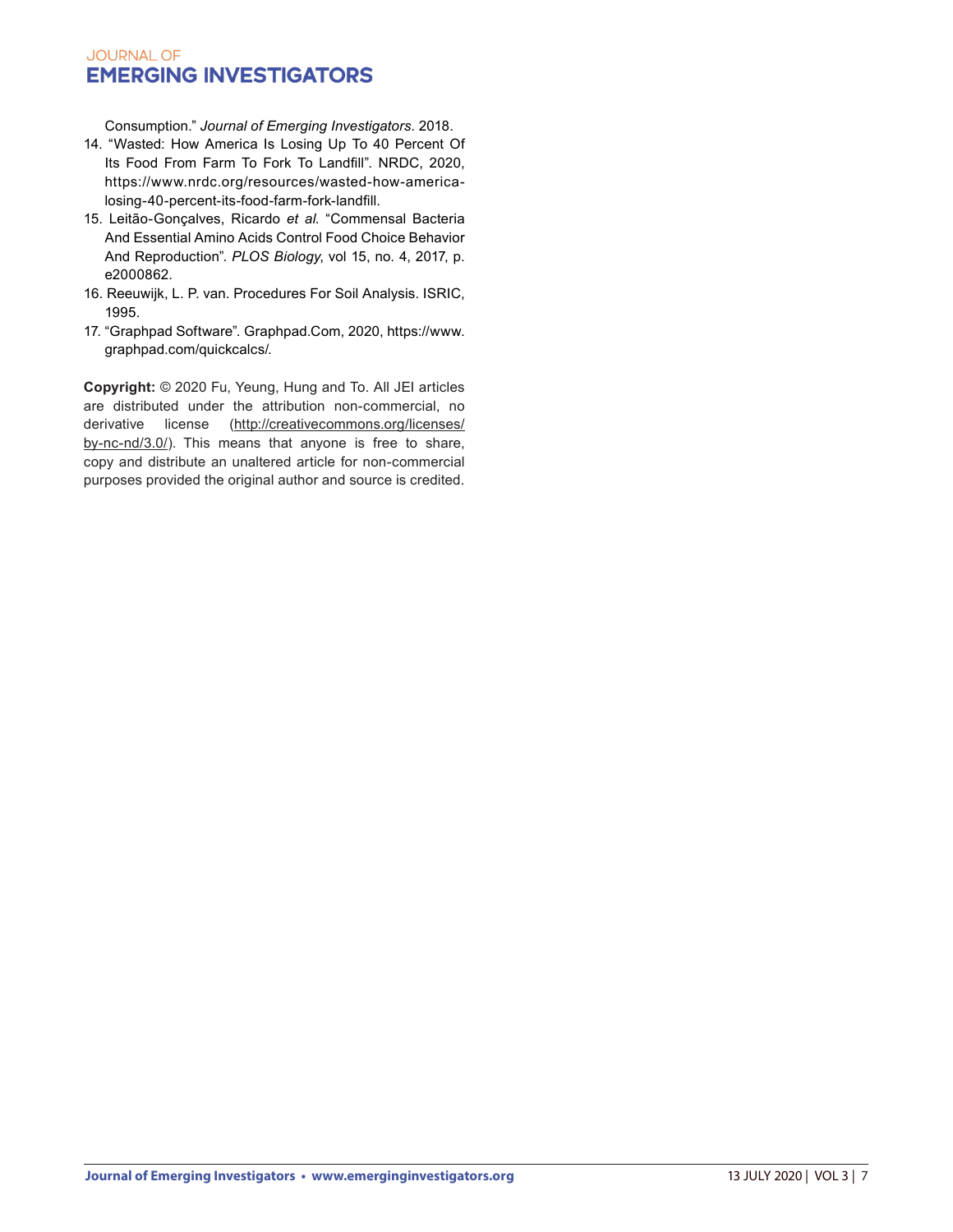Consumption." *Journal of Emerging Investigators*. 2018.

14. "Wasted: How America Is Losing Up To 40 Percent Of Its Food From Farm To Fork To Landfill". NRDC, 2020, https://www.nrdc.org/resources/wasted-how-america-losing-40-percent-its-food-farm-fork-landfill.
15. Leitão-Gonçalves, Ricardo *et al*. "Commensal Bacteria And Essential Amino Acids Control Food Choice Behavior And Reproduction". *PLOS Biology*, vol 15, no. 4, 2017, p. e2000862.
16. Reeuwijk, L. P. van. Procedures For Soil Analysis. ISRIC, 1995.
17. "Graphpad Software". Graphpad.Com, 2020, https://www.graphpad.com/quickcalcs/.

**Copyright:** © 2020 Fu, Yeung, Hung and To. All JEI articles are distributed under the attribution non-commercial, no derivative license (http://creativecommons.org/licenses/by-nc-nd/3.0/). This means that anyone is free to share, copy and distribute an unaltered article for non-commercial purposes provided the original author and source is credited.